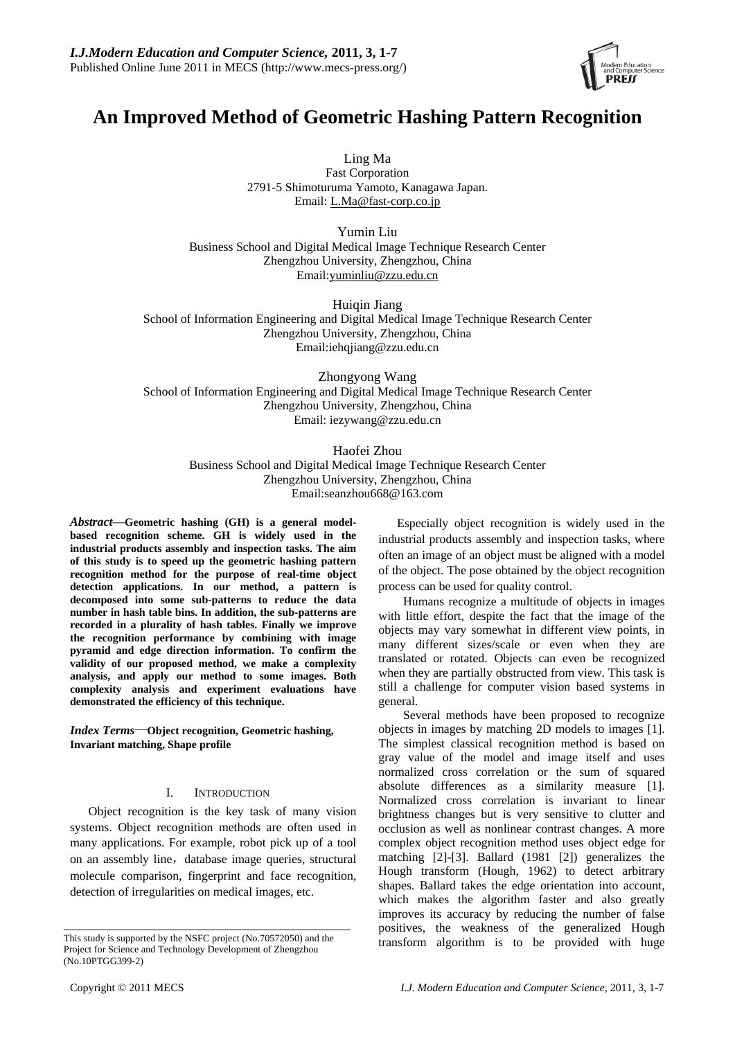# An Improved Method of Geometric Hashing Pattern Recognition

Ling Ma
Fast Corporation
2791-5 Shimoturuma Yamoto, Kanagawa Japan.
Email: L.Ma@fast-corp.co.jp

Yumin Liu
Business School and Digital Medical Image Technique Research Center
Zhengzhou University, Zhengzhou, China
Email:yuminliu@zzu.edu.cn

Huiqin Jiang
School of Information Engineering and Digital Medical Image Technique Research Center
Zhengzhou University, Zhengzhou, China
Email:iehqjiang@zzu.edu.cn

Zhongyong Wang
School of Information Engineering and Digital Medical Image Technique Research Center
Zhengzhou University, Zhengzhou, China
Email: iezywang@zzu.edu.cn

Haofei Zhou
Business School and Digital Medical Image Technique Research Center
Zhengzhou University, Zhengzhou, China
Email:seanzhou668@163.com

***Abstract*—Geometric hashing (GH) is a general model-based recognition scheme. GH is widely used in the industrial products assembly and inspection tasks. The aim of this study is to speed up the geometric hashing pattern recognition method for the purpose of real-time object detection applications. In our method, a pattern is decomposed into some sub-patterns to reduce the data number in hash table bins. In addition, the sub-patterns are recorded in a plurality of hash tables. Finally we improve the recognition performance by combining with image pyramid and edge direction information. To confirm the validity of our proposed method, we make a complexity analysis, and apply our method to some images. Both complexity analysis and experiment evaluations have demonstrated the efficiency of this technique.**

***Index Terms*—Object recognition, Geometric hashing, Invariant matching, Shape profile**

## I. Introduction

Object recognition is the key task of many vision systems. Object recognition methods are often used in many applications. For example, robot pick up of a tool on an assembly line，database image queries, structural molecule comparison, fingerprint and face recognition, detection of irregularities on medical images, etc.

Especially object recognition is widely used in the industrial products assembly and inspection tasks, where often an image of an object must be aligned with a model of the object. The pose obtained by the object recognition process can be used for quality control.

Humans recognize a multitude of objects in images with little effort, despite the fact that the image of the objects may vary somewhat in different view points, in many different sizes/scale or even when they are translated or rotated. Objects can even be recognized when they are partially obstructed from view. This task is still a challenge for computer vision based systems in general.

Several methods have been proposed to recognize objects in images by matching 2D models to images [1]. The simplest classical recognition method is based on gray value of the model and image itself and uses normalized cross correlation or the sum of squared absolute differences as a similarity measure [1]. Normalized cross correlation is invariant to linear brightness changes but is very sensitive to clutter and occlusion as well as nonlinear contrast changes. A more complex object recognition method uses object edge for matching [2]-[3]. Ballard (1981 [2]) generalizes the Hough transform (Hough, 1962) to detect arbitrary shapes. Ballard takes the edge orientation into account, which makes the algorithm faster and also greatly improves its accuracy by reducing the number of false positives, the weakness of the generalized Hough transform algorithm is to be provided with huge

This study is supported by the NSFC project (No.70572050) and the Project for Science and Technology Development of Zhengzhou (No.10PTGG399-2)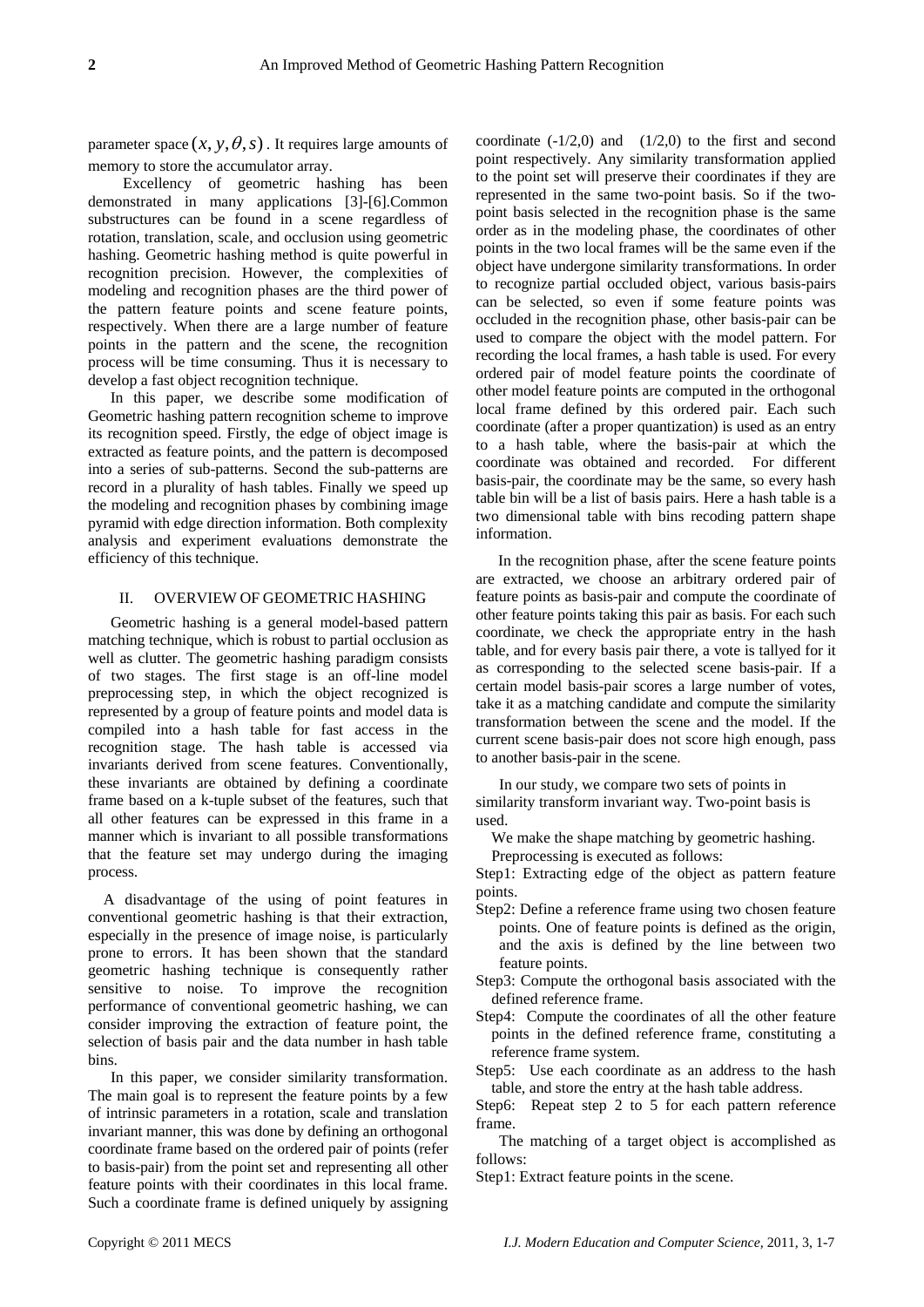parameter space $(x, y, \theta, s)$. It requires large amounts of memory to store the accumulator array.

Excellency of geometric hashing has been demonstrated in many applications [3]-[6].Common substructures can be found in a scene regardless of rotation, translation, scale, and occlusion using geometric hashing. Geometric hashing method is quite powerful in recognition precision. However, the complexities of modeling and recognition phases are the third power of the pattern feature points and scene feature points, respectively. When there are a large number of feature points in the pattern and the scene, the recognition process will be time consuming. Thus it is necessary to develop a fast object recognition technique.

In this paper, we describe some modification of Geometric hashing pattern recognition scheme to improve its recognition speed. Firstly, the edge of object image is extracted as feature points, and the pattern is decomposed into a series of sub-patterns. Second the sub-patterns are record in a plurality of hash tables. Finally we speed up the modeling and recognition phases by combining image pyramid with edge direction information. Both complexity analysis and experiment evaluations demonstrate the efficiency of this technique.

## II. OVERVIEW OF GEOMETRIC HASHING

Geometric hashing is a general model-based pattern matching technique, which is robust to partial occlusion as well as clutter. The geometric hashing paradigm consists of two stages. The first stage is an off-line model preprocessing step, in which the object recognized is represented by a group of feature points and model data is compiled into a hash table for fast access in the recognition stage. The hash table is accessed via invariants derived from scene features. Conventionally, these invariants are obtained by defining a coordinate frame based on a k-tuple subset of the features, such that all other features can be expressed in this frame in a manner which is invariant to all possible transformations that the feature set may undergo during the imaging process.

A disadvantage of the using of point features in conventional geometric hashing is that their extraction, especially in the presence of image noise, is particularly prone to errors. It has been shown that the standard geometric hashing technique is consequently rather sensitive to noise. To improve the recognition performance of conventional geometric hashing, we can consider improving the extraction of feature point, the selection of basis pair and the data number in hash table bins.

In this paper, we consider similarity transformation. The main goal is to represent the feature points by a few of intrinsic parameters in a rotation, scale and translation invariant manner, this was done by defining an orthogonal coordinate frame based on the ordered pair of points (refer to basis-pair) from the point set and representing all other feature points with their coordinates in this local frame. Such a coordinate frame is defined uniquely by assigning coordinate (-1/2,0) and (1/2,0) to the first and second point respectively. Any similarity transformation applied to the point set will preserve their coordinates if they are represented in the same two-point basis. So if the two-point basis selected in the recognition phase is the same order as in the modeling phase, the coordinates of other points in the two local frames will be the same even if the object have undergone similarity transformations. In order to recognize partial occluded object, various basis-pairs can be selected, so even if some feature points was occluded in the recognition phase, other basis-pair can be used to compare the object with the model pattern. For recording the local frames, a hash table is used. For every ordered pair of model feature points the coordinate of other model feature points are computed in the orthogonal local frame defined by this ordered pair. Each such coordinate (after a proper quantization) is used as an entry to a hash table, where the basis-pair at which the coordinate was obtained and recorded. For different basis-pair, the coordinate may be the same, so every hash table bin will be a list of basis pairs. Here a hash table is a two dimensional table with bins recoding pattern shape information.

In the recognition phase, after the scene feature points are extracted, we choose an arbitrary ordered pair of feature points as basis-pair and compute the coordinate of other feature points taking this pair as basis. For each such coordinate, we check the appropriate entry in the hash table, and for every basis pair there, a vote is tallyed for it as corresponding to the selected scene basis-pair. If a certain model basis-pair scores a large number of votes, take it as a matching candidate and compute the similarity transformation between the scene and the model. If the current scene basis-pair does not score high enough, pass to another basis-pair in the scene.

In our study, we compare two sets of points in similarity transform invariant way. Two-point basis is used.

We make the shape matching by geometric hashing. Preprocessing is executed as follows:

Step1: Extracting edge of the object as pattern feature points.

Step2: Define a reference frame using two chosen feature points. One of feature points is defined as the origin, and the axis is defined by the line between two feature points.

Step3: Compute the orthogonal basis associated with the defined reference frame.

Step4: Compute the coordinates of all the other feature points in the defined reference frame, constituting a reference frame system.

Step5: Use each coordinate as an address to the hash table, and store the entry at the hash table address.

Step6: Repeat step 2 to 5 for each pattern reference frame.

The matching of a target object is accomplished as follows:

Step1: Extract feature points in the scene.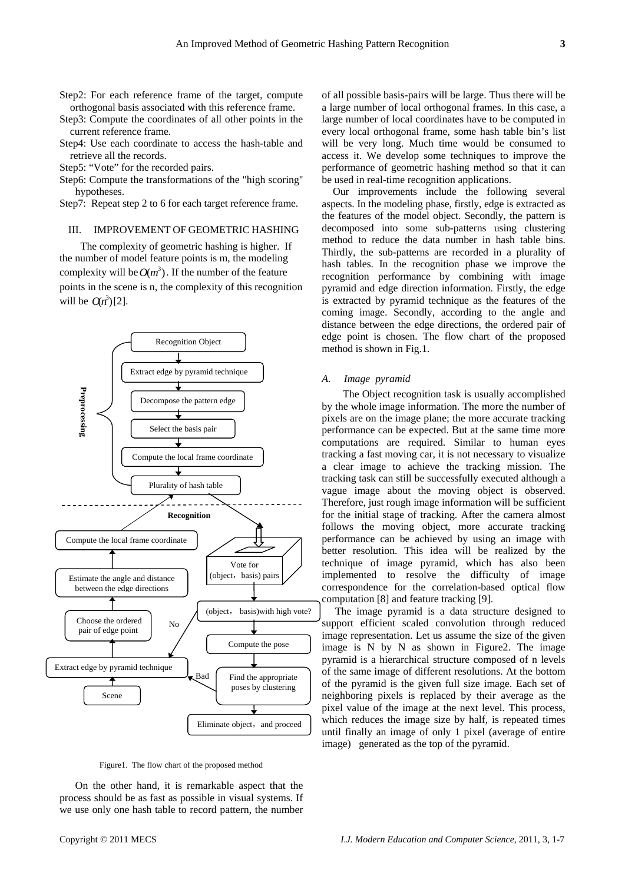Step2: For each reference frame of the target, compute orthogonal basis associated with this reference frame.

Step3: Compute the coordinates of all other points in the current reference frame.

Step4: Use each coordinate to access the hash-table and retrieve all the records.

Step5: "Vote" for the recorded pairs.

Step6: Compute the transformations of the "high scoring" hypotheses.

Step7: Repeat step 2 to 6 for each target reference frame.

## III. IMPROVEMENT OF GEOMETRIC HASHING

The complexity of geometric hashing is higher. If the number of model feature points is m, the modeling complexity will be $O(m^3)$. If the number of the feature points in the scene is n, the complexity of this recognition will be $O(n^3)$[2].

Figure1. The flow chart of the proposed method

On the other hand, it is remarkable aspect that the process should be as fast as possible in visual systems. If we use only one hash table to record pattern, the number of all possible basis-pairs will be large. Thus there will be a large number of local orthogonal frames. In this case, a large number of local coordinates have to be computed in every local orthogonal frame, some hash table bin's list will be very long. Much time would be consumed to access it. We develop some techniques to improve the performance of geometric hashing method so that it can be used in real-time recognition applications.

Our improvements include the following several aspects. In the modeling phase, firstly, edge is extracted as the features of the model object. Secondly, the pattern is decomposed into some sub-patterns using clustering method to reduce the data number in hash table bins. Thirdly, the sub-patterns are recorded in a plurality of hash tables. In the recognition phase we improve the recognition performance by combining with image pyramid and edge direction information. Firstly, the edge is extracted by pyramid technique as the features of the coming image. Secondly, according to the angle and distance between the edge directions, the ordered pair of edge point is chosen. The flow chart of the proposed method is shown in Fig.1.

### *A. Image pyramid*

The Object recognition task is usually accomplished by the whole image information. The more the number of pixels are on the image plane; the more accurate tracking performance can be expected. But at the same time more computations are required. Similar to human eyes tracking a fast moving car, it is not necessary to visualize a clear image to achieve the tracking mission. The tracking task can still be successfully executed although a vague image about the moving object is observed. Therefore, just rough image information will be sufficient for the initial stage of tracking. After the camera almost follows the moving object, more accurate tracking performance can be achieved by using an image with better resolution. This idea will be realized by the technique of image pyramid, which has also been implemented to resolve the difficulty of image correspondence for the correlation-based optical flow computation [8] and feature tracking [9].

The image pyramid is a data structure designed to support efficient scaled convolution through reduced image representation. Let us assume the size of the given image is N by N as shown in Figure2. The image pyramid is a hierarchical structure composed of n levels of the same image of different resolutions. At the bottom of the pyramid is the given full size image. Each set of neighboring pixels is replaced by their average as the pixel value of the image at the next level. This process, which reduces the image size by half, is repeated times until finally an image of only 1 pixel (average of entire image) generated as the top of the pyramid.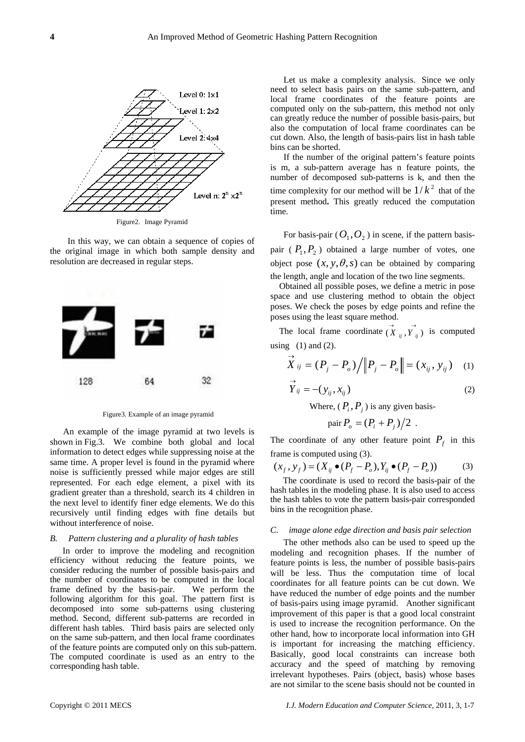Figure2. Image Pyramid

In this way, we can obtain a sequence of copies of the original image in which both sample density and resolution are decreased in regular steps.

Figure3. Example of an image pyramid

An example of the image pyramid at two levels is shown in Fig.3. We combine both global and local information to detect edges while suppressing noise at the same time. A proper level is found in the pyramid where noise is sufficiently pressed while major edges are still represented. For each edge element, a pixel with its gradient greater than a threshold, search its 4 children in the next level to identify finer edge elements. We do this recursively until finding edges with fine details but without interference of noise.

### B. Pattern clustering and a plurality of hash tables

In order to improve the modeling and recognition efficiency without reducing the feature points, we consider reducing the number of possible basis-pairs and the number of coordinates to be computed in the local frame defined by the basis-pair. We perform the following algorithm for this goal. The pattern first is decomposed into some sub-patterns using clustering method. Second, different sub-patterns are recorded in different hash tables. Third basis pairs are selected only on the same sub-pattern, and then local frame coordinates of the feature points are computed only on this sub-pattern. The computed coordinate is used as an entry to the corresponding hash table.

Let us make a complexity analysis. Since we only need to select basis pairs on the same sub-pattern, and local frame coordinates of the feature points are computed only on the sub-pattern, this method not only can greatly reduce the number of possible basis-pairs, but also the computation of local frame coordinates can be cut down. Also, the length of basis-pairs list in hash table bins can be shorted.

If the number of the original pattern's feature points is m, a sub-pattern average has n feature points, the number of decomposed sub-patterns is k, and then the time complexity for our method will be $1/k^2$ that of the present method. This greatly reduced the computation time.

For basis-pair ($O_1, O_2$) in scene, if the pattern basis-pair ($P_1, P_2$) obtained a large number of votes, one object pose $(x, y, \theta, s)$ can be obtained by comparing the length, angle and location of the two line segments.

Obtained all possible poses, we define a metric in pose space and use clustering method to obtain the object poses. We check the poses by edge points and refine the poses using the least square method.

The local frame coordinate $(\vec{X}_{ij}, \vec{Y}_{ij})$ is computed using (1) and (2).

$$\vec{X}_{ij} = (P_j - P_o) \Big/ \left\| P_j - P_o \right\| = (x_{ij}, y_{ij}) \quad (1)$$

$$\vec{Y}_{ij} = -(y_{ij}, x_{ij}) \quad (2)$$

Where, ($P_i, P_j$) is any given basis-pair $P_o = (P_i + P_j)/2$ .

The coordinate of any other feature point $P_f$ in this frame is computed using (3).

$$(x_f, y_f) = (X_{ij} \bullet (P_f - P_o), Y_{ij} \bullet (P_f - P_o)) \quad (3)$$

The coordinate is used to record the basis-pair of the hash tables in the modeling phase. It is also used to access the hash tables to vote the pattern basis-pair corresponded bins in the recognition phase.

### C. image alone edge direction and basis pair selection

The other methods also can be used to speed up the modeling and recognition phases. If the number of feature points is less, the number of possible basis-pairs will be less. Thus the computation time of local coordinates for all feature points can be cut down. We have reduced the number of edge points and the number of basis-pairs using image pyramid. Another significant improvement of this paper is that a good local constraint is used to increase the recognition performance. On the other hand, how to incorporate local information into GH is important for increasing the matching efficiency. Basically, good local constraints can increase both accuracy and the speed of matching by removing irrelevant hypotheses. Pairs (object, basis) whose bases are not similar to the scene basis should not be counted in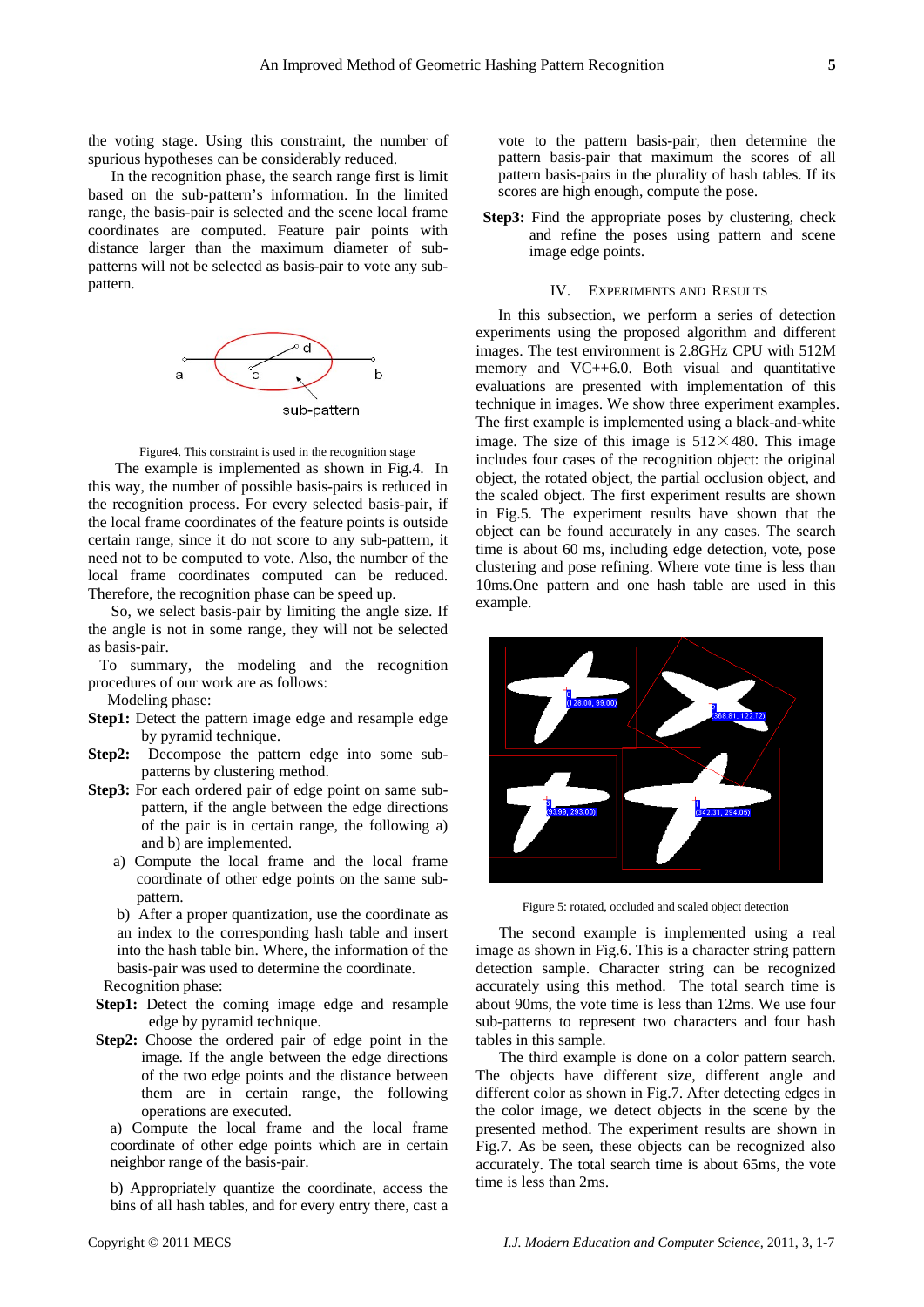the voting stage. Using this constraint, the number of spurious hypotheses can be considerably reduced.

In the recognition phase, the search range first is limit based on the sub-pattern's information. In the limited range, the basis-pair is selected and the scene local frame coordinates are computed. Feature pair points with distance larger than the maximum diameter of sub-patterns will not be selected as basis-pair to vote any sub-pattern.

Figure4. This constraint is used in the recognition stage

The example is implemented as shown in Fig.4. In this way, the number of possible basis-pairs is reduced in the recognition process. For every selected basis-pair, if the local frame coordinates of the feature points is outside certain range, since it do not score to any sub-pattern, it need not to be computed to vote. Also, the number of the local frame coordinates computed can be reduced. Therefore, the recognition phase can be speed up.

So, we select basis-pair by limiting the angle size. If the angle is not in some range, they will not be selected as basis-pair.

To summary, the modeling and the recognition procedures of our work are as follows:

Modeling phase:

**Step1:** Detect the pattern image edge and resample edge by pyramid technique.

**Step2:** Decompose the pattern edge into some sub-patterns by clustering method.

**Step3:** For each ordered pair of edge point on same sub-pattern, if the angle between the edge directions of the pair is in certain range, the following a) and b) are implemented.

a) Compute the local frame and the local frame coordinate of other edge points on the same sub-pattern.

b) After a proper quantization, use the coordinate as an index to the corresponding hash table and insert into the hash table bin. Where, the information of the basis-pair was used to determine the coordinate.

Recognition phase:

**Step1:** Detect the coming image edge and resample edge by pyramid technique.

**Step2:** Choose the ordered pair of edge point in the image. If the angle between the edge directions of the two edge points and the distance between them are in certain range, the following operations are executed.

a) Compute the local frame and the local frame coordinate of other edge points which are in certain neighbor range of the basis-pair.

b) Appropriately quantize the coordinate, access the bins of all hash tables, and for every entry there, cast a vote to the pattern basis-pair, then determine the pattern basis-pair that maximum the scores of all pattern basis-pairs in the plurality of hash tables. If its scores are high enough, compute the pose.

**Step3:** Find the appropriate poses by clustering, check and refine the poses using pattern and scene image edge points.

## IV. Experiments and Results

In this subsection, we perform a series of detection experiments using the proposed algorithm and different images. The test environment is 2.8GHz CPU with 512M memory and VC++6.0. Both visual and quantitative evaluations are presented with implementation of this technique in images. We show three experiment examples. The first example is implemented using a black-and-white image. The size of this image is 512×480. This image includes four cases of the recognition object: the original object, the rotated object, the partial occlusion object, and the scaled object. The first experiment results are shown in Fig.5. The experiment results have shown the object can be found accurately in any cases. The search time is about 60 ms, including edge detection, vote, pose clustering and pose refining. Where vote time is less than 10ms.One pattern and one hash table are used in this example.

Figure 5: rotated, occluded and scaled object detection

The second example is implemented using a real image as shown in Fig.6. This is a character string pattern detection sample. Character string can be recognized accurately using this method. The total search time is about 90ms, the vote time is less than 12ms. We use four sub-patterns to represent two characters and four hash tables in this sample.

The third example is done on a color pattern search. The objects have different size, different angle and different color as shown in Fig.7. After detecting edges in the color image, we detect objects in the scene by the presented method. The experiment results are shown in Fig.7. As be seen, these objects can be recognized also accurately. The total search time is about 65ms, the vote time is less than 2ms.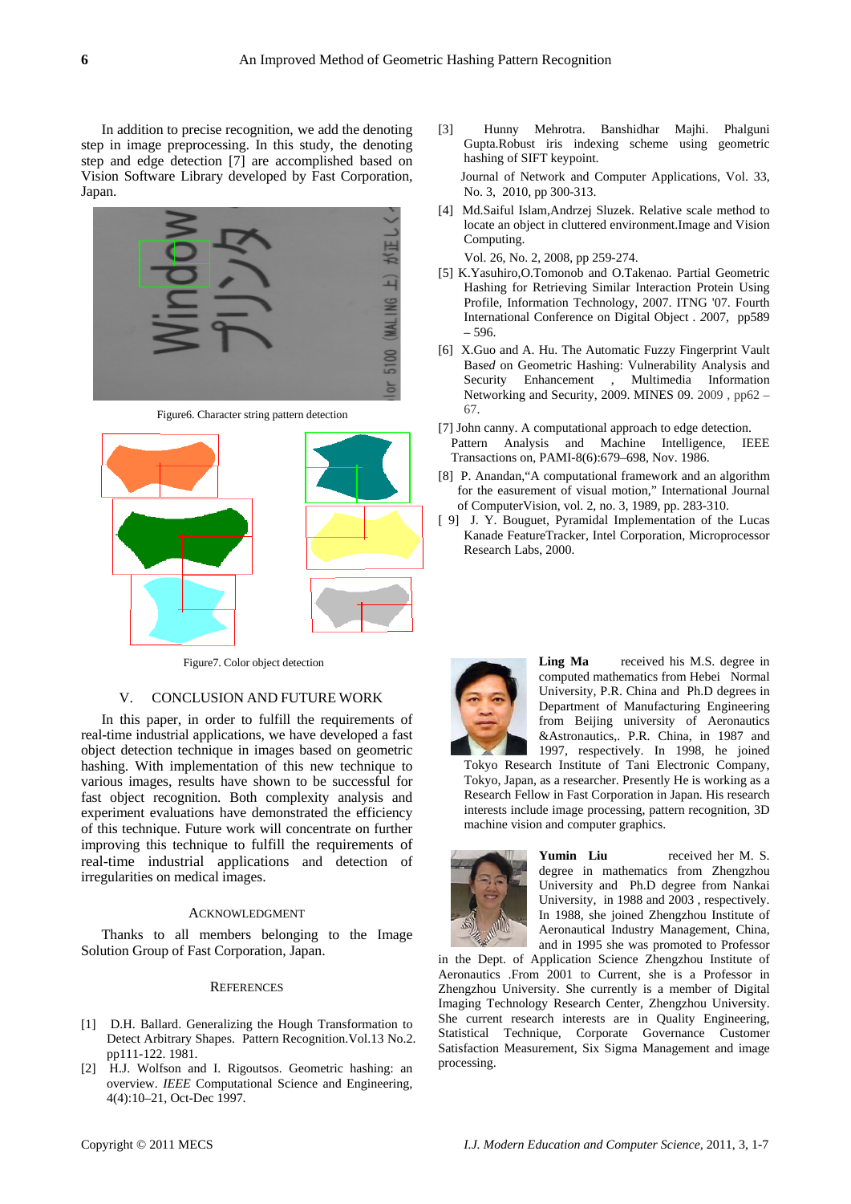In addition to precise recognition, we add the denoting step in image preprocessing. In this study, the denoting step and edge detection [7] are accomplished based on Vision Software Library developed by Fast Corporation, Japan.

Figure6. Character string pattern detection

Figure7. Color object detection

## V. CONCLUSION AND FUTURE WORK

In this paper, in order to fulfill the requirements of real-time industrial applications, we have developed a fast object detection technique in images based on geometric hashing. With implementation of this new technique to various images, results have shown to be successful for fast object recognition. Both complexity analysis and experiment evaluations have demonstrated the efficiency of this technique. Future work will concentrate on further improving this technique to fulfill the requirements of real-time industrial applications and detection of irregularities on medical images.

## ACKNOWLEDGMENT

Thanks to all members belonging to the Image Solution Group of Fast Corporation, Japan.

## REFERENCES

[1] D.H. Ballard. Generalizing the Hough Transformation to Detect Arbitrary Shapes. Pattern Recognition.Vol.13 No.2. pp111-122. 1981.

[2] H.J. Wolfson and I. Rigoutsos. Geometric hashing: an overview. *IEEE* Computational Science and Engineering, 4(4):10–21, Oct-Dec 1997.

[3] Hunny Mehrotra. Banshidhar Majhi. Phalguni Gupta.Robust iris indexing scheme using geometric hashing of SIFT keypoint.
Journal of Network and Computer Applications, Vol. 33, No. 3, 2010, pp 300-313.

[4] Md.Saiful Islam,Andrzej Sluzek. Relative scale method to locate an object in cluttered environment.Image and Vision Computing.
Vol. 26, No. 2, 2008, pp 259-274.

[5] K.Yasuhiro,O.Tomonob and O.Takenao. Partial Geometric Hashing for Retrieving Similar Interaction Protein Using Profile, Information Technology, 2007. ITNG '07. Fourth International Conference on Digital Object . 2007, pp589 – 596.

[6] X.Guo and A. Hu. The Automatic Fuzzy Fingerprint Vault Based on Geometric Hashing: Vulnerability Analysis and Security Enhancement , Multimedia Information Networking and Security, 2009. MINES 09. 2009 , pp62 – 67.

[7] John canny. A computational approach to edge detection. Pattern Analysis and Machine Intelligence, IEEE Transactions on, PAMI-8(6):679–698, Nov. 1986.

[8] P. Anandan,"A computational framework and an algorithm for the easurement of visual motion," International Journal of ComputerVision, vol. 2, no. 3, 1989, pp. 283-310.

[9] J. Y. Bouguet, Pyramidal Implementation of the Lucas Kanade FeatureTracker, Intel Corporation, Microprocessor Research Labs, 2000.

**Ling Ma** received his M.S. degree in computed mathematics from Hebei Normal University, P.R. China and Ph.D degrees in Department of Manufacturing Engineering from Beijing university of Aeronautics &Astronautics,. P.R. China, in 1987 and 1997, respectively. In 1998, he joined Tokyo Research Institute of Tani Electronic Company, Tokyo, Japan, as a researcher. Presently He is working as a Research Fellow in Fast Corporation in Japan. His research interests include image processing, pattern recognition, 3D machine vision and computer graphics.

**Yumin Liu** received her M. S. degree in mathematics from Zhengzhou University and Ph.D degree from Nankai University, in 1988 and 2003 , respectively. In 1988, she joined Zhengzhou Institute of Aeronautical Industry Management, China, and in 1995 she was promoted to Professor in the Dept. of Application Science Zhengzhou Institute of Aeronautics .From 2001 to Current, she is a Professor in Zhengzhou University. She currently is a member of Digital Imaging Technology Research Center, Zhengzhou University. She current research interests are in Quality Engineering, Statistical Technique, Corporate Governance Customer Satisfaction Measurement, Six Sigma Management and image processing.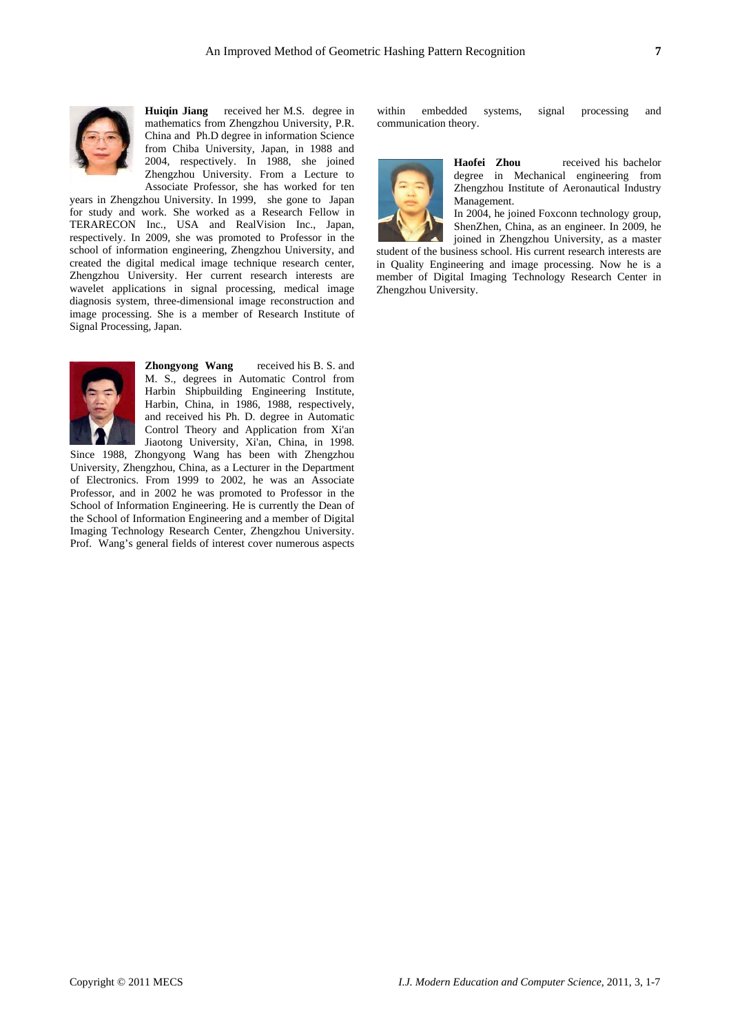**Huiqin Jiang** received her M.S. degree in mathematics from Zhengzhou University, P.R. China and Ph.D degree in information Science from Chiba University, Japan, in 1988 and 2004, respectively. In 1988, she joined Zhengzhou University. From a Lecture to Associate Professor, she has worked for ten years in Zhengzhou University. In 1999, she gone to Japan for study and work. She worked as a Research Fellow in TERARECON Inc., USA and RealVision Inc., Japan, respectively. In 2009, she was promoted to Professor in the school of information engineering, Zhengzhou University, and created the digital medical image technique research center, Zhengzhou University. Her current research interests are wavelet applications in signal processing, medical image diagnosis system, three-dimensional image reconstruction and image processing. She is a member of Research Institute of Signal Processing, Japan.

**Zhongyong Wang** received his B. S. and M. S., degrees in Automatic Control from Harbin Shipbuilding Engineering Institute, Harbin, China, in 1986, 1988, respectively, and received his Ph. D. degree in Automatic Control Theory and Application from Xi'an Jiaotong University, Xi'an, China, in 1998. Since 1988, Zhongyong Wang has been with Zhengzhou University, Zhengzhou, China, as a Lecturer in the Department of Electronics. From 1999 to 2002, he was an Associate Professor, and in 2002 he was promoted to Professor in the School of Information Engineering. He is currently the Dean of the School of Information Engineering and a member of Digital Imaging Technology Research Center, Zhengzhou University. Prof. Wang's general fields of interest cover numerous aspects within embedded systems, signal processing and communication theory.

**Haofei Zhou** received his bachelor degree in Mechanical engineering from Zhengzhou Institute of Aeronautical Industry Management.
In 2004, he joined Foxconn technology group, ShenZhen, China, as an engineer. In 2009, he joined in Zhengzhou University, as a master student of the business school. His current research interests are in Quality Engineering and image processing. Now he is a member of Digital Imaging Technology Research Center in Zhengzhou University.